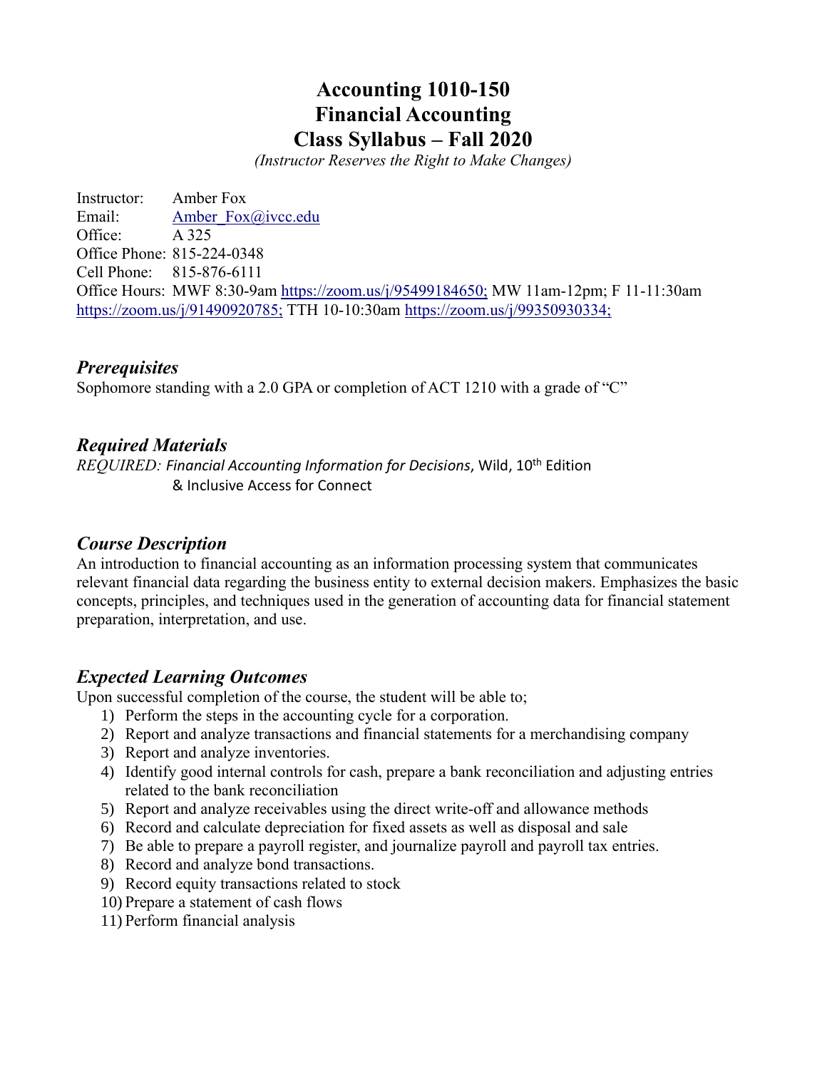# Accounting 1010-150
# Financial Accounting
# Class Syllabus – Fall 2020

*(Instructor Reserves the Right to Make Changes)*

Instructor: Amber Fox
Email: Amber_Fox@ivcc.edu
Office: A 325
Office Phone: 815-224-0348
Cell Phone: 815-876-6111
Office Hours: MWF 8:30-9am https://zoom.us/j/95499184650; MW 11am-12pm; F 11-11:30am https://zoom.us/j/91490920785; TTH 10-10:30am https://zoom.us/j/99350930334;

## *Prerequisites*

Sophomore standing with a 2.0 GPA or completion of ACT 1210 with a grade of "C"

## *Required Materials*

*REQUIRED: Financial Accounting Information for Decisions*, Wild, 10th Edition
& Inclusive Access for Connect

## *Course Description*

An introduction to financial accounting as an information processing system that communicates relevant financial data regarding the business entity to external decision makers. Emphasizes the basic concepts, principles, and techniques used in the generation of accounting data for financial statement preparation, interpretation, and use.

## *Expected Learning Outcomes*

Upon successful completion of the course, the student will be able to;

1) Perform the steps in the accounting cycle for a corporation.
2) Report and analyze transactions and financial statements for a merchandising company
3) Report and analyze inventories.
4) Identify good internal controls for cash, prepare a bank reconciliation and adjusting entries related to the bank reconciliation
5) Report and analyze receivables using the direct write-off and allowance methods
6) Record and calculate depreciation for fixed assets as well as disposal and sale
7) Be able to prepare a payroll register, and journalize payroll and payroll tax entries.
8) Record and analyze bond transactions.
9) Record equity transactions related to stock
10) Prepare a statement of cash flows
11) Perform financial analysis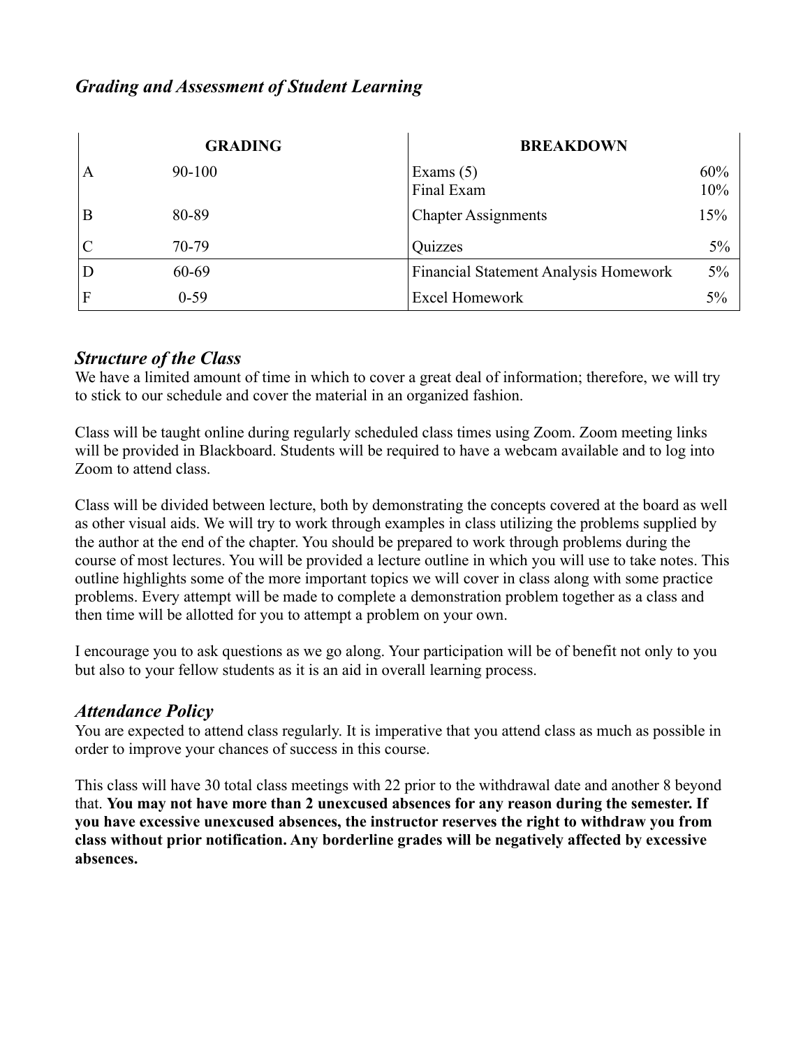## *Grading and Assessment of Student Learning*

| GRADING | | BREAKDOWN | |
|---|---|---|---|
| A | 90-100 | Exams (5)<br>Final Exam | 60%<br>10% |
| B | 80-89 | Chapter Assignments | 15% |
| C | 70-79 | Quizzes | 5% |
| D | 60-69 | Financial Statement Analysis Homework | 5% |
| F | 0-59 | Excel Homework | 5% |

## *Structure of the Class*

We have a limited amount of time in which to cover a great deal of information; therefore, we will try to stick to our schedule and cover the material in an organized fashion.

Class will be taught online during regularly scheduled class times using Zoom. Zoom meeting links will be provided in Blackboard. Students will be required to have a webcam available and to log into Zoom to attend class.

Class will be divided between lecture, both by demonstrating the concepts covered at the board as well as other visual aids. We will try to work through examples in class utilizing the problems supplied by the author at the end of the chapter. You should be prepared to work through problems during the course of most lectures. You will be provided a lecture outline in which you will use to take notes. This outline highlights some of the more important topics we will cover in class along with some practice problems. Every attempt will be made to complete a demonstration problem together as a class and then time will be allotted for you to attempt a problem on your own.

I encourage you to ask questions as we go along. Your participation will be of benefit not only to you but also to your fellow students as it is an aid in overall learning process.

## *Attendance Policy*

You are expected to attend class regularly. It is imperative that you attend class as much as possible in order to improve your chances of success in this course.

This class will have 30 total class meetings with 22 prior to the withdrawal date and another 8 beyond that. **You may not have more than 2 unexcused absences for any reason during the semester. If you have excessive unexcused absences, the instructor reserves the right to withdraw you from class without prior notification. Any borderline grades will be negatively affected by excessive absences.**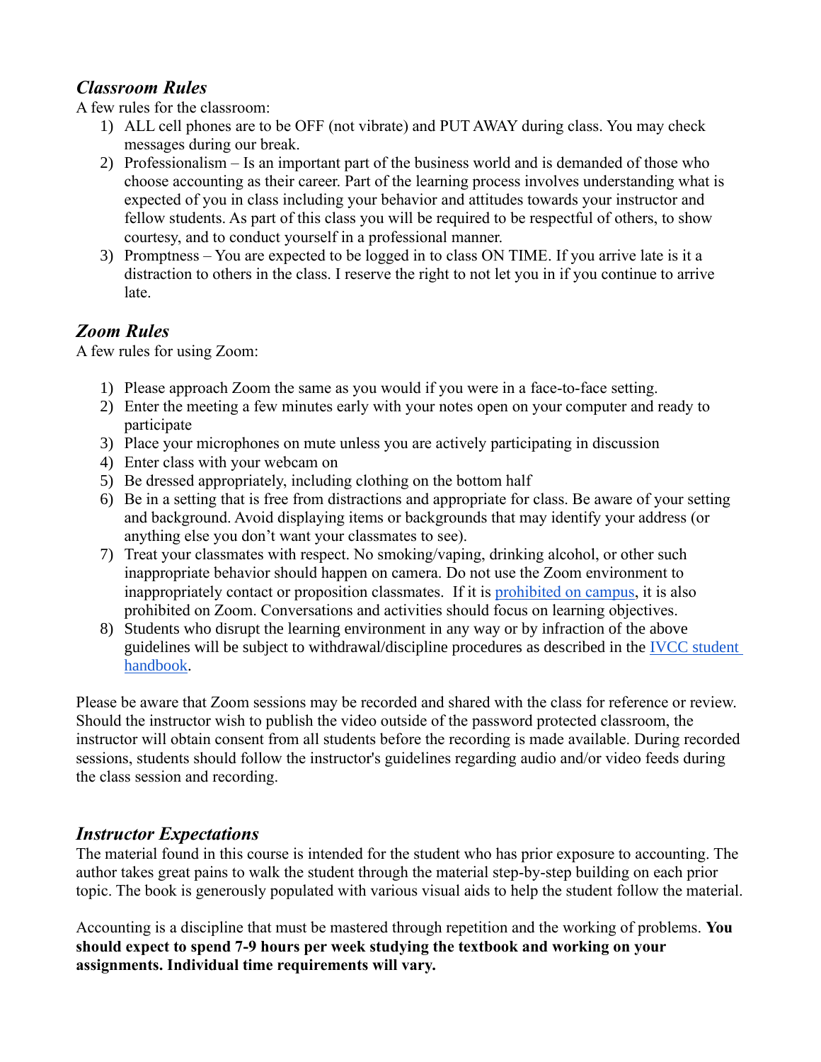## *Classroom Rules*

A few rules for the classroom:

1) ALL cell phones are to be OFF (not vibrate) and PUT AWAY during class. You may check messages during our break.
2) Professionalism – Is an important part of the business world and is demanded of those who choose accounting as their career. Part of the learning process involves understanding what is expected of you in class including your behavior and attitudes towards your instructor and fellow students. As part of this class you will be required to be respectful of others, to show courtesy, and to conduct yourself in a professional manner.
3) Promptness – You are expected to be logged in to class ON TIME. If you arrive late is it a distraction to others in the class. I reserve the right to not let you in if you continue to arrive late.

## *Zoom Rules*

A few rules for using Zoom:

1) Please approach Zoom the same as you would if you were in a face-to-face setting.
2) Enter the meeting a few minutes early with your notes open on your computer and ready to participate
3) Place your microphones on mute unless you are actively participating in discussion
4) Enter class with your webcam on
5) Be dressed appropriately, including clothing on the bottom half
6) Be in a setting that is free from distractions and appropriate for class. Be aware of your setting and background. Avoid displaying items or backgrounds that may identify your address (or anything else you don't want your classmates to see).
7) Treat your classmates with respect. No smoking/vaping, drinking alcohol, or other such inappropriate behavior should happen on camera. Do not use the Zoom environment to inappropriately contact or proposition classmates. If it is prohibited on campus, it is also prohibited on Zoom. Conversations and activities should focus on learning objectives.
8) Students who disrupt the learning environment in any way or by infraction of the above guidelines will be subject to withdrawal/discipline procedures as described in the IVCC student handbook.

Please be aware that Zoom sessions may be recorded and shared with the class for reference or review. Should the instructor wish to publish the video outside of the password protected classroom, the instructor will obtain consent from all students before the recording is made available. During recorded sessions, students should follow the instructor's guidelines regarding audio and/or video feeds during the class session and recording.

## *Instructor Expectations*

The material found in this course is intended for the student who has prior exposure to accounting. The author takes great pains to walk the student through the material step-by-step building on each prior topic. The book is generously populated with various visual aids to help the student follow the material.

Accounting is a discipline that must be mastered through repetition and the working of problems. **You should expect to spend 7-9 hours per week studying the textbook and working on your assignments. Individual time requirements will vary.**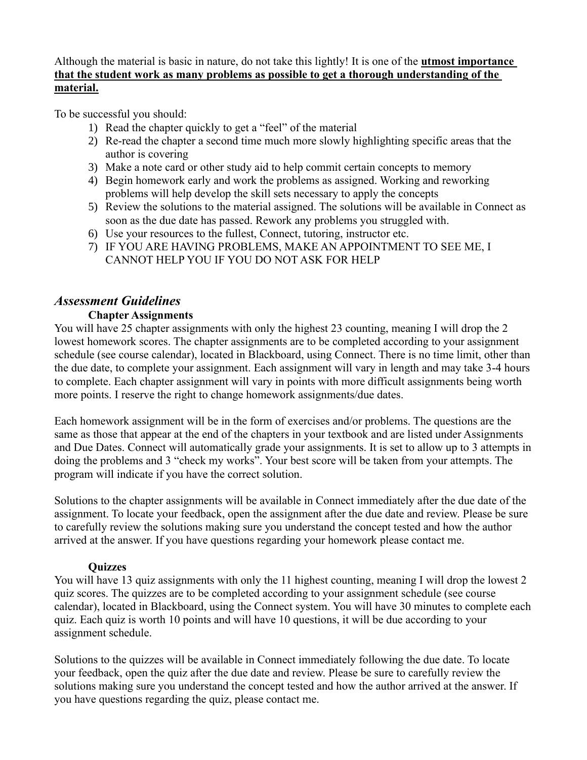Although the material is basic in nature, do not take this lightly! It is one of the **utmost importance that the student work as many problems as possible to get a thorough understanding of the material.**

To be successful you should:

1) Read the chapter quickly to get a "feel" of the material
2) Re-read the chapter a second time much more slowly highlighting specific areas that the author is covering
3) Make a note card or other study aid to help commit certain concepts to memory
4) Begin homework early and work the problems as assigned. Working and reworking problems will help develop the skill sets necessary to apply the concepts
5) Review the solutions to the material assigned. The solutions will be available in Connect as soon as the due date has passed. Rework any problems you struggled with.
6) Use your resources to the fullest, Connect, tutoring, instructor etc.
7) IF YOU ARE HAVING PROBLEMS, MAKE AN APPOINTMENT TO SEE ME, I CANNOT HELP YOU IF YOU DO NOT ASK FOR HELP

## *Assessment Guidelines*

### Chapter Assignments

You will have 25 chapter assignments with only the highest 23 counting, meaning I will drop the 2 lowest homework scores. The chapter assignments are to be completed according to your assignment schedule (see course calendar), located in Blackboard, using Connect. There is no time limit, other than the due date, to complete your assignment. Each assignment will vary in length and may take 3-4 hours to complete. Each chapter assignment will vary in points with more difficult assignments being worth more points. I reserve the right to change homework assignments/due dates.

Each homework assignment will be in the form of exercises and/or problems. The questions are the same as those that appear at the end of the chapters in your textbook and are listed under Assignments and Due Dates. Connect will automatically grade your assignments. It is set to allow up to 3 attempts in doing the problems and 3 "check my works". Your best score will be taken from your attempts. The program will indicate if you have the correct solution.

Solutions to the chapter assignments will be available in Connect immediately after the due date of the assignment. To locate your feedback, open the assignment after the due date and review. Please be sure to carefully review the solutions making sure you understand the concept tested and how the author arrived at the answer. If you have questions regarding your homework please contact me.

### Quizzes

You will have 13 quiz assignments with only the 11 highest counting, meaning I will drop the lowest 2 quiz scores. The quizzes are to be completed according to your assignment schedule (see course calendar), located in Blackboard, using the Connect system. You will have 30 minutes to complete each quiz. Each quiz is worth 10 points and will have 10 questions, it will be due according to your assignment schedule.

Solutions to the quizzes will be available in Connect immediately following the due date. To locate your feedback, open the quiz after the due date and review. Please be sure to carefully review the solutions making sure you understand the concept tested and how the author arrived at the answer. If you have questions regarding the quiz, please contact me.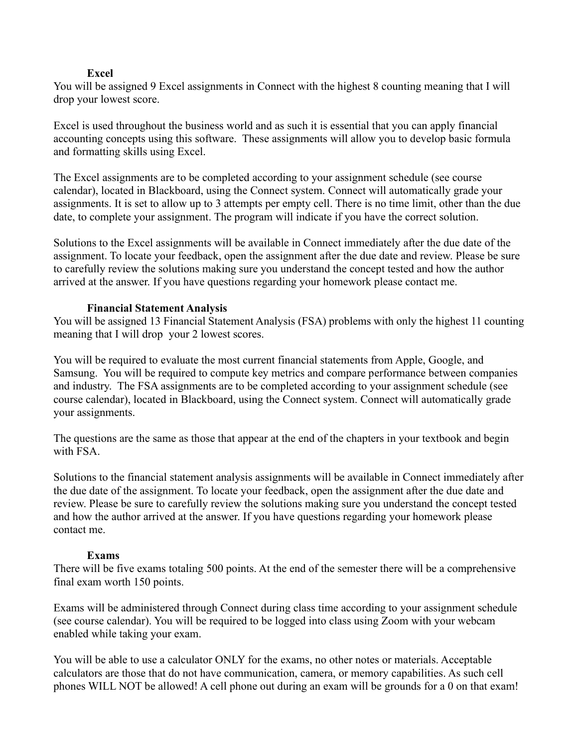### Excel

You will be assigned 9 Excel assignments in Connect with the highest 8 counting meaning that I will drop your lowest score.

Excel is used throughout the business world and as such it is essential that you can apply financial accounting concepts using this software. These assignments will allow you to develop basic formula and formatting skills using Excel.

The Excel assignments are to be completed according to your assignment schedule (see course calendar), located in Blackboard, using the Connect system. Connect will automatically grade your assignments. It is set to allow up to 3 attempts per empty cell. There is no time limit, other than the due date, to complete your assignment. The program will indicate if you have the correct solution.

Solutions to the Excel assignments will be available in Connect immediately after the due date of the assignment. To locate your feedback, open the assignment after the due date and review. Please be sure to carefully review the solutions making sure you understand the concept tested and how the author arrived at the answer. If you have questions regarding your homework please contact me.

### Financial Statement Analysis

You will be assigned 13 Financial Statement Analysis (FSA) problems with only the highest 11 counting meaning that I will drop your 2 lowest scores.

You will be required to evaluate the most current financial statements from Apple, Google, and Samsung. You will be required to compute key metrics and compare performance between companies and industry. The FSA assignments are to be completed according to your assignment schedule (see course calendar), located in Blackboard, using the Connect system. Connect will automatically grade your assignments.

The questions are the same as those that appear at the end of the chapters in your textbook and begin with FSA.

Solutions to the financial statement analysis assignments will be available in Connect immediately after the due date of the assignment. To locate your feedback, open the assignment after the due date and review. Please be sure to carefully review the solutions making sure you understand the concept tested and how the author arrived at the answer. If you have questions regarding your homework please contact me.

### Exams

There will be five exams totaling 500 points. At the end of the semester there will be a comprehensive final exam worth 150 points.

Exams will be administered through Connect during class time according to your assignment schedule (see course calendar). You will be required to be logged into class using Zoom with your webcam enabled while taking your exam.

You will be able to use a calculator ONLY for the exams, no other notes or materials. Acceptable calculators are those that do not have communication, camera, or memory capabilities. As such cell phones WILL NOT be allowed! A cell phone out during an exam will be grounds for a 0 on that exam!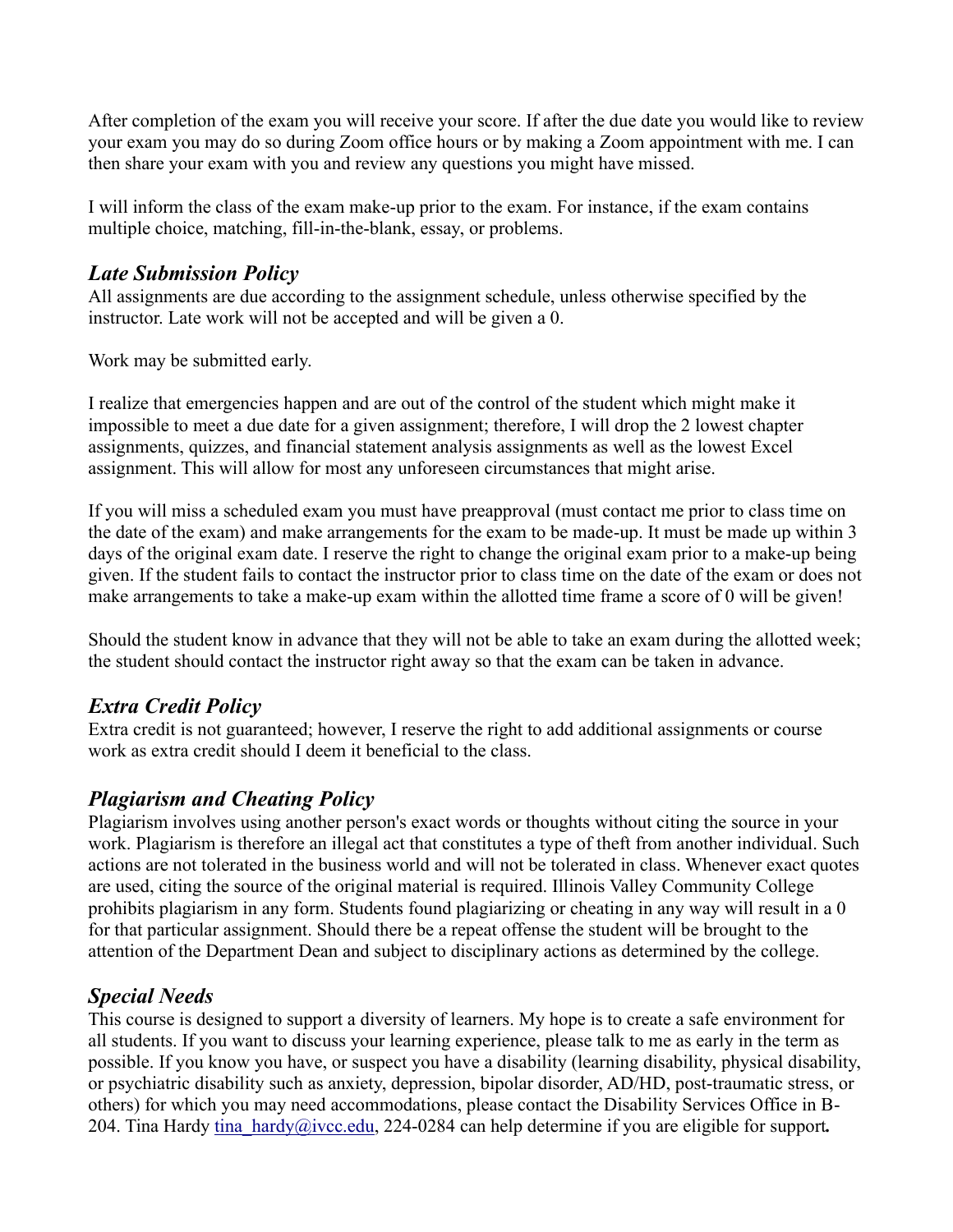After completion of the exam you will receive your score. If after the due date you would like to review your exam you may do so during Zoom office hours or by making a Zoom appointment with me. I can then share your exam with you and review any questions you might have missed.

I will inform the class of the exam make-up prior to the exam. For instance, if the exam contains multiple choice, matching, fill-in-the-blank, essay, or problems.

### *Late Submission Policy*

All assignments are due according to the assignment schedule, unless otherwise specified by the instructor. Late work will not be accepted and will be given a 0.

Work may be submitted early.

I realize that emergencies happen and are out of the control of the student which might make it impossible to meet a due date for a given assignment; therefore, I will drop the 2 lowest chapter assignments, quizzes, and financial statement analysis assignments as well as the lowest Excel assignment. This will allow for most any unforeseen circumstances that might arise.

If you will miss a scheduled exam you must have preapproval (must contact me prior to class time on the date of the exam) and make arrangements for the exam to be made-up. It must be made up within 3 days of the original exam date. I reserve the right to change the original exam prior to a make-up being given. If the student fails to contact the instructor prior to class time on the date of the exam or does not make arrangements to take a make-up exam within the allotted time frame a score of 0 will be given!

Should the student know in advance that they will not be able to take an exam during the allotted week; the student should contact the instructor right away so that the exam can be taken in advance.

### *Extra Credit Policy*

Extra credit is not guaranteed; however, I reserve the right to add additional assignments or course work as extra credit should I deem it beneficial to the class.

### *Plagiarism and Cheating Policy*

Plagiarism involves using another person's exact words or thoughts without citing the source in your work. Plagiarism is therefore an illegal act that constitutes a type of theft from another individual. Such actions are not tolerated in the business world and will not be tolerated in class. Whenever exact quotes are used, citing the source of the original material is required. Illinois Valley Community College prohibits plagiarism in any form. Students found plagiarizing or cheating in any way will result in a 0 for that particular assignment. Should there be a repeat offense the student will be brought to the attention of the Department Dean and subject to disciplinary actions as determined by the college.

### *Special Needs*

This course is designed to support a diversity of learners. My hope is to create a safe environment for all students. If you want to discuss your learning experience, please talk to me as early in the term as possible. If you know you have, or suspect you have a disability (learning disability, physical disability, or psychiatric disability such as anxiety, depression, bipolar disorder, AD/HD, post-traumatic stress, or others) for which you may need accommodations, please contact the Disability Services Office in B-204. Tina Hardy tina_hardy@ivcc.edu, 224-0284 can help determine if you are eligible for support**.**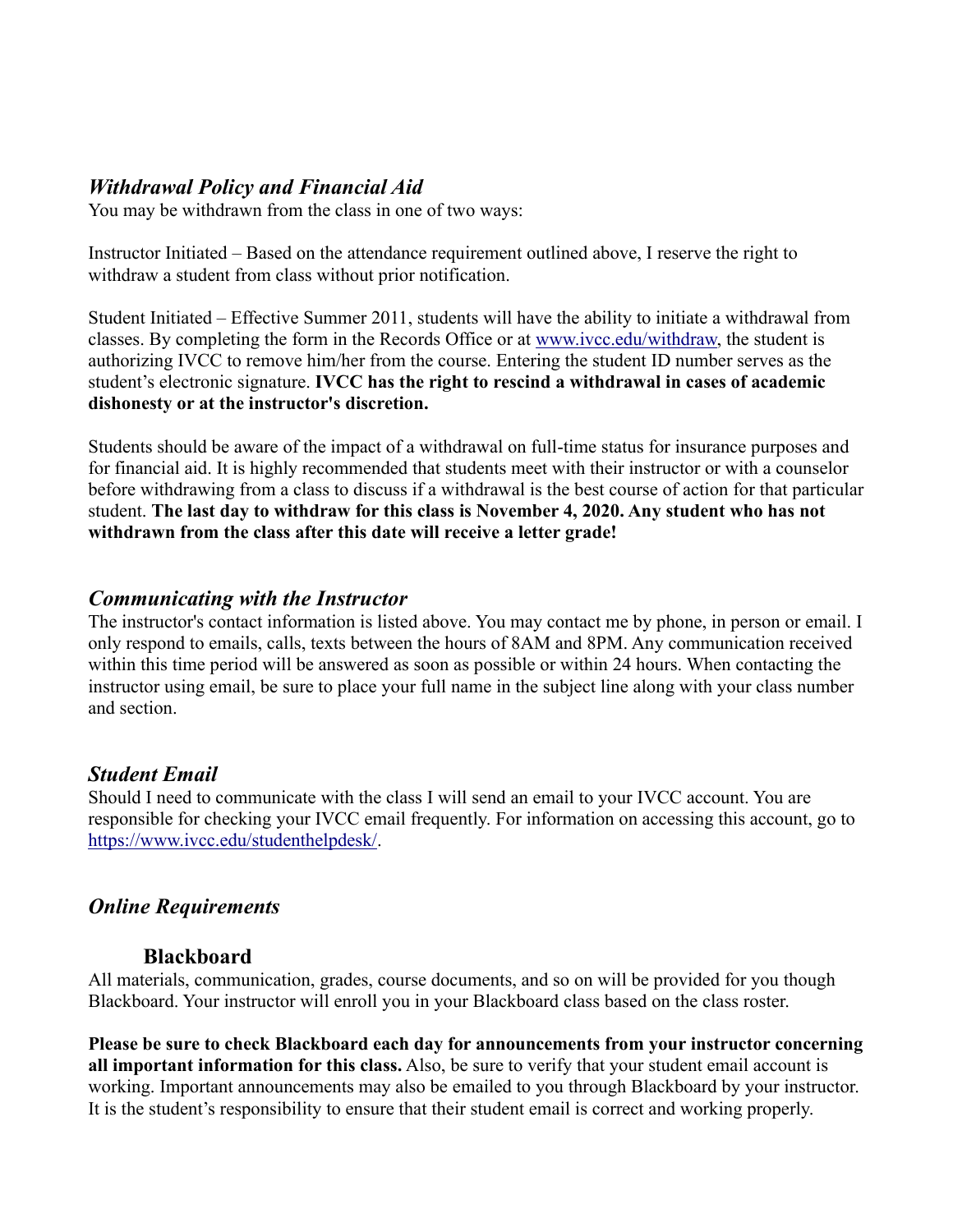### *Withdrawal Policy and Financial Aid*

You may be withdrawn from the class in one of two ways:

Instructor Initiated – Based on the attendance requirement outlined above, I reserve the right to withdraw a student from class without prior notification.

Student Initiated – Effective Summer 2011, students will have the ability to initiate a withdrawal from classes. By completing the form in the Records Office or at [www.ivcc.edu/withdraw](www.ivcc.edu/withdraw), the student is authorizing IVCC to remove him/her from the course. Entering the student ID number serves as the student's electronic signature. **IVCC has the right to rescind a withdrawal in cases of academic dishonesty or at the instructor's discretion.**

Students should be aware of the impact of a withdrawal on full-time status for insurance purposes and for financial aid. It is highly recommended that students meet with their instructor or with a counselor before withdrawing from a class to discuss if a withdrawal is the best course of action for that particular student. **The last day to withdraw for this class is November 4, 2020. Any student who has not withdrawn from the class after this date will receive a letter grade!**

### *Communicating with the Instructor*

The instructor's contact information is listed above. You may contact me by phone, in person or email. I only respond to emails, calls, texts between the hours of 8AM and 8PM. Any communication received within this time period will be answered as soon as possible or within 24 hours. When contacting the instructor using email, be sure to place your full name in the subject line along with your class number and section.

### *Student Email*

Should I need to communicate with the class I will send an email to your IVCC account. You are responsible for checking your IVCC email frequently. For information on accessing this account, go to [https://www.ivcc.edu/studenthelpdesk/](https://www.ivcc.edu/studenthelpdesk/).

### *Online Requirements*

#### Blackboard

All materials, communication, grades, course documents, and so on will be provided for you though Blackboard. Your instructor will enroll you in your Blackboard class based on the class roster.

**Please be sure to check Blackboard each day for announcements from your instructor concerning all important information for this class.** Also, be sure to verify that your student email account is working. Important announcements may also be emailed to you through Blackboard by your instructor. It is the student's responsibility to ensure that their student email is correct and working properly.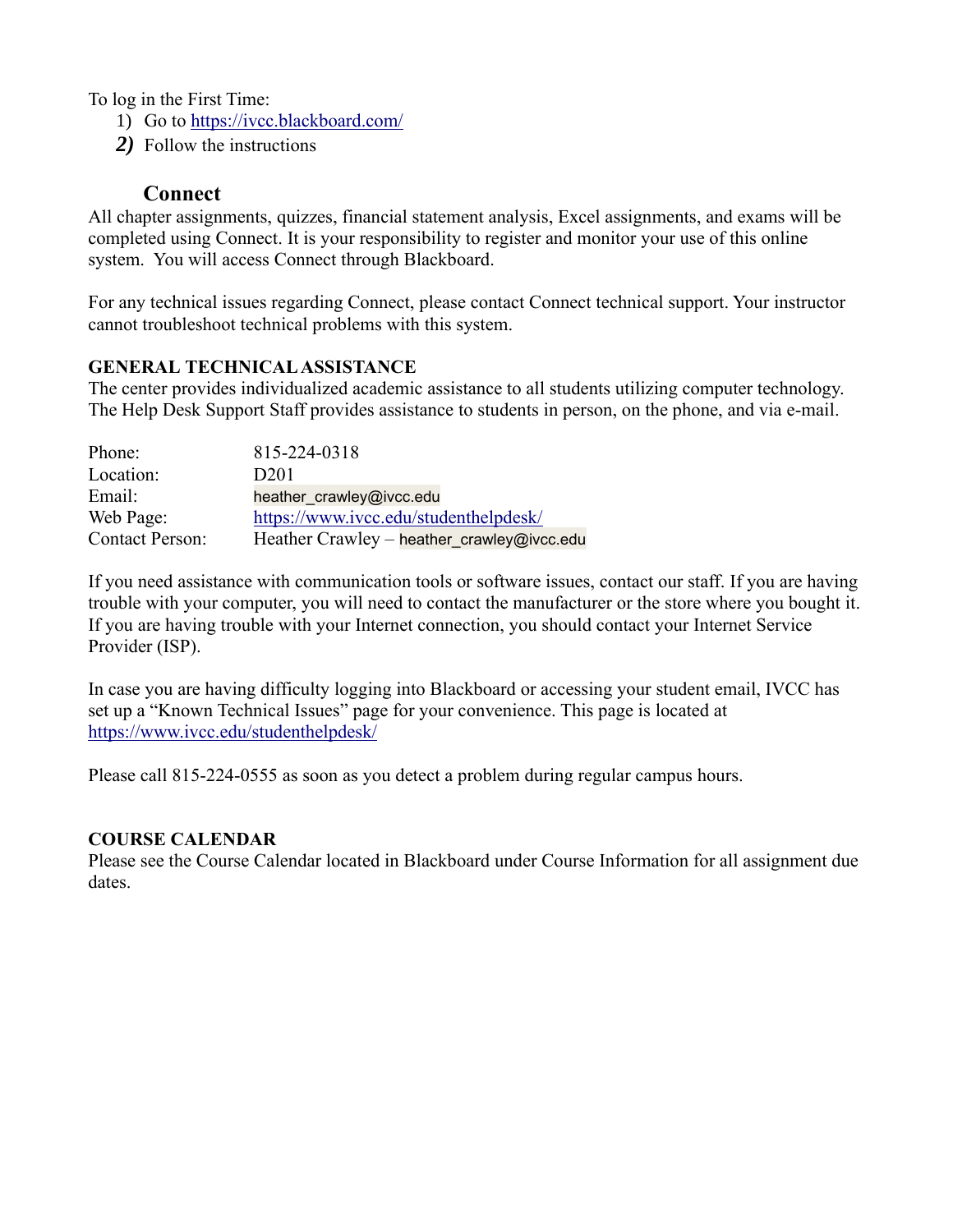To log in the First Time:

1) Go to https://ivcc.blackboard.com/
2) Follow the instructions

### Connect

All chapter assignments, quizzes, financial statement analysis, Excel assignments, and exams will be completed using Connect. It is your responsibility to register and monitor your use of this online system. You will access Connect through Blackboard.

For any technical issues regarding Connect, please contact Connect technical support. Your instructor cannot troubleshoot technical problems with this system.

**GENERAL TECHNICAL ASSISTANCE**

The center provides individualized academic assistance to all students utilizing computer technology. The Help Desk Support Staff provides assistance to students in person, on the phone, and via e-mail.

| | |
|---|---|
| Phone: | 815-224-0318 |
| Location: | D201 |
| Email: | heather_crawley@ivcc.edu |
| Web Page: | https://www.ivcc.edu/studenthelpdesk/ |
| Contact Person: | Heather Crawley – heather_crawley@ivcc.edu |

If you need assistance with communication tools or software issues, contact our staff. If you are having trouble with your computer, you will need to contact the manufacturer or the store where you bought it. If you are having trouble with your Internet connection, you should contact your Internet Service Provider (ISP).

In case you are having difficulty logging into Blackboard or accessing your student email, IVCC has set up a "Known Technical Issues" page for your convenience. This page is located at https://www.ivcc.edu/studenthelpdesk/

Please call 815-224-0555 as soon as you detect a problem during regular campus hours.

**COURSE CALENDAR**

Please see the Course Calendar located in Blackboard under Course Information for all assignment due dates.